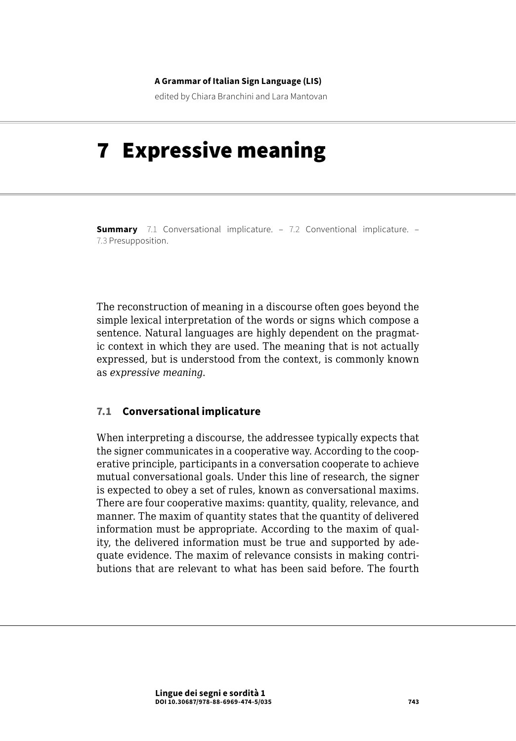A Grammar of Italian Sign Language (LIS)

edited by Chiara Branchini and Lara Mantovan

# 7 Expressive meaning

**Summary** 7.1 Conversational implicature. – 7.2 Conventional implicature. – 7.3 Presupposition.

The reconstruction of meaning in a discourse often goes beyond the simple lexical interpretation of the words or signs which compose a sentence. Natural languages are highly dependent on the pragmatic context in which they are used. The meaning that is not actually expressed, but is understood from the context, is commonly known as *expressive meaning*.

## 7.1 Conversational implicature

When interpreting a discourse, the addressee typically expects that the signer communicates in a cooperative way. According to the cooperative principle, participants in a conversation cooperate to achieve mutual conversational goals. Under this line of research, the signer is expected to obey a set of rules, known as conversational maxims. There are four cooperative maxims: quantity, quality, relevance, and manner. The maxim of quantity states that the quantity of delivered information must be appropriate. According to the maxim of quality, the delivered information must be true and supported by adequate evidence. The maxim of relevance consists in making contributions that are relevant to what has been said before. The fourth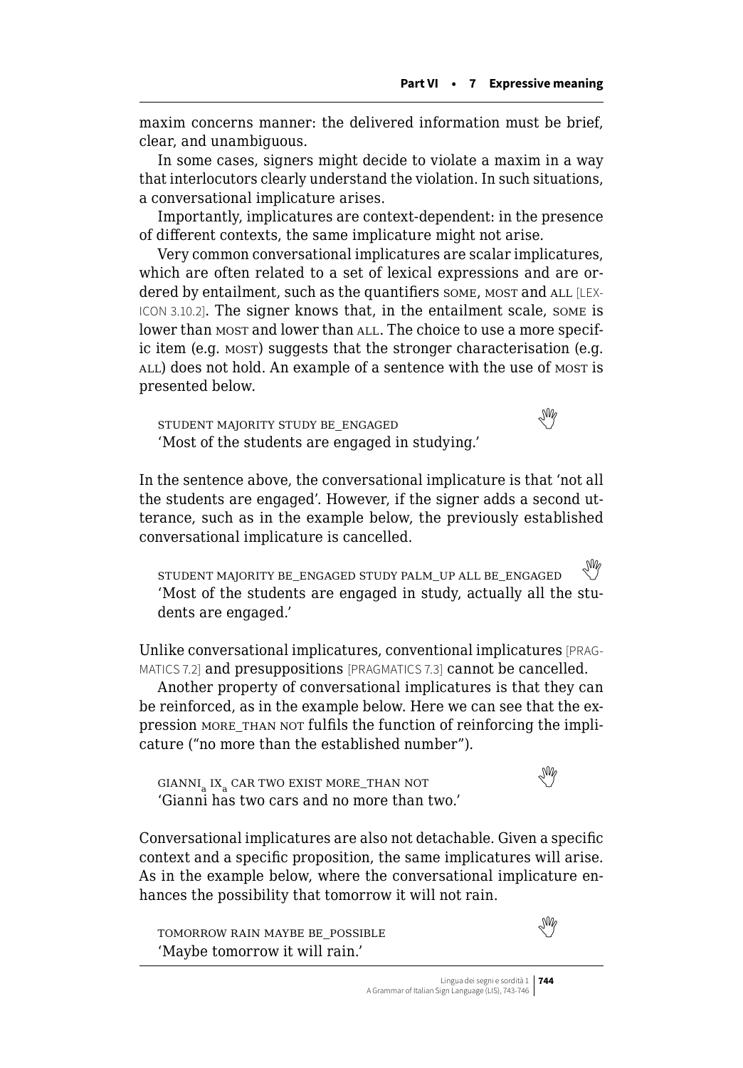maxim concerns manner: the delivered information must be brief, clear, and unambiguous.

In some cases, signers might decide to violate a maxim in a way that interlocutors clearly understand the violation. In such situations, a conversational implicature arises.

Importantly, implicatures are context-dependent: in the presence of different contexts, the same implicature might not arise.

Very common conversational implicatures are scalar implicatures, which are often related to a set of lexical expressions and are ordered by entailment, such as the quantifiers SOME, MOST and ALL [LEXICON 3.10.2]. The signer knows that, in the entailment scale, SOME is lower than MOST and lower than ALL. The choice to use a more specific item (e.g. MOST) suggests that the stronger characterisation (e.g. ALL) does not hold. An example of a sentence with the use of MOST is presented below.

> STUDENT MAJORITY STUDY BE_ENGAGED
> 'Most of the students are engaged in studying.'

In the sentence above, the conversational implicature is that 'not all the students are engaged'. However, if the signer adds a second utterance, such as in the example below, the previously established conversational implicature is cancelled.

> STUDENT MAJORITY BE_ENGAGED STUDY PALM_UP ALL BE_ENGAGED
> 'Most of the students are engaged in study, actually all the students are engaged.'

Unlike conversational implicatures, conventional implicatures [PRAGMATICS 7.2] and presuppositions [PRAGMATICS 7.3] cannot be cancelled.

Another property of conversational implicatures is that they can be reinforced, as in the example below. Here we can see that the expression MORE_THAN NOT fulfils the function of reinforcing the implicature ("no more than the established number").

> $\text{GIANNI}_a$ $\text{IX}_a$ CAR TWO EXIST MORE_THAN NOT
> 'Gianni has two cars and no more than two.'

Conversational implicatures are also not detachable. Given a specific context and a specific proposition, the same implicatures will arise. As in the example below, where the conversational implicature enhances the possibility that tomorrow it will not rain.

> TOMORROW RAIN MAYBE BE_POSSIBLE
> 'Maybe tomorrow it will rain.'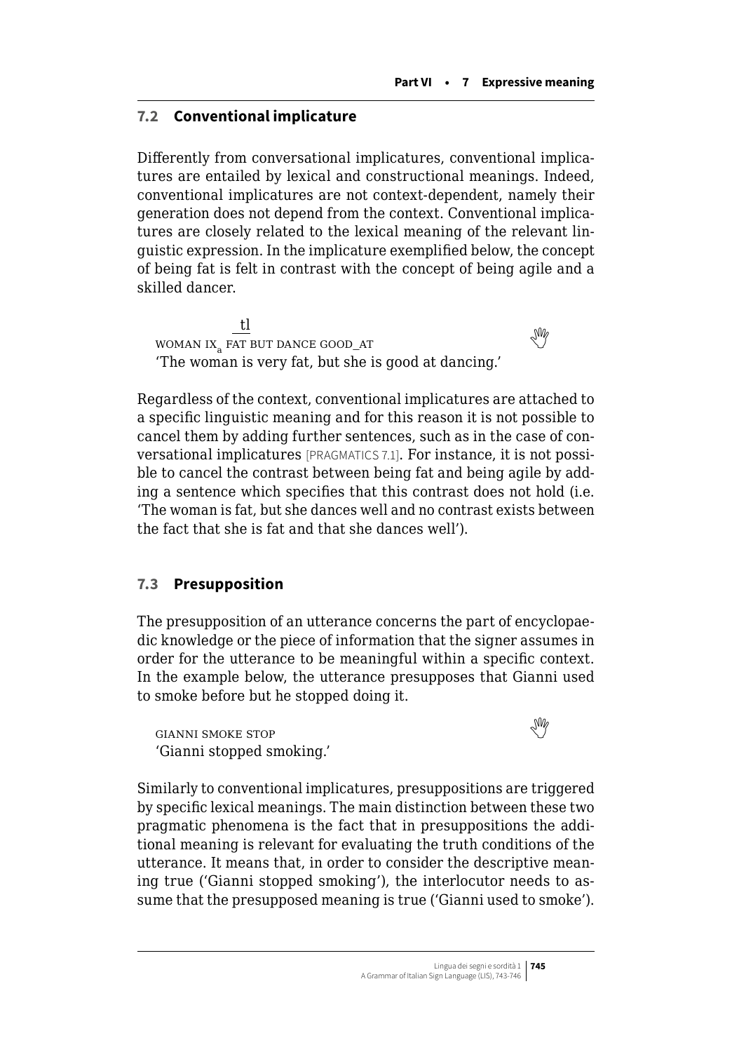## 7.2 Conventional implicature

Differently from conversational implicatures, conventional implicatures are entailed by lexical and constructional meanings. Indeed, conventional implicatures are not context-dependent, namely their generation does not depend from the context. Conventional implicatures are closely related to the lexical meaning of the relevant linguistic expression. In the implicature exemplified below, the concept of being fat is felt in contrast with the concept of being agile and a skilled dancer.

```
         tl
WOMAN IX_a FAT BUT DANCE GOOD_AT
```

'The woman is very fat, but she is good at dancing.'

Regardless of the context, conventional implicatures are attached to a specific linguistic meaning and for this reason it is not possible to cancel them by adding further sentences, such as in the case of conversational implicatures [PRAGMATICS 7.1]. For instance, it is not possible to cancel the contrast between being fat and being agile by adding a sentence which specifies that this contrast does not hold (i.e. 'The woman is fat, but she dances well and no contrast exists between the fact that she is fat and that she dances well').

## 7.3 Presupposition

The presupposition of an utterance concerns the part of encyclopaedic knowledge or the piece of information that the signer assumes in order for the utterance to be meaningful within a specific context. In the example below, the utterance presupposes that Gianni used to smoke before but he stopped doing it.

GIANNI SMOKE STOP
'Gianni stopped smoking.'

Similarly to conventional implicatures, presuppositions are triggered by specific lexical meanings. The main distinction between these two pragmatic phenomena is the fact that in presuppositions the additional meaning is relevant for evaluating the truth conditions of the utterance. It means that, in order to consider the descriptive meaning true ('Gianni stopped smoking'), the interlocutor needs to assume that the presupposed meaning is true ('Gianni used to smoke').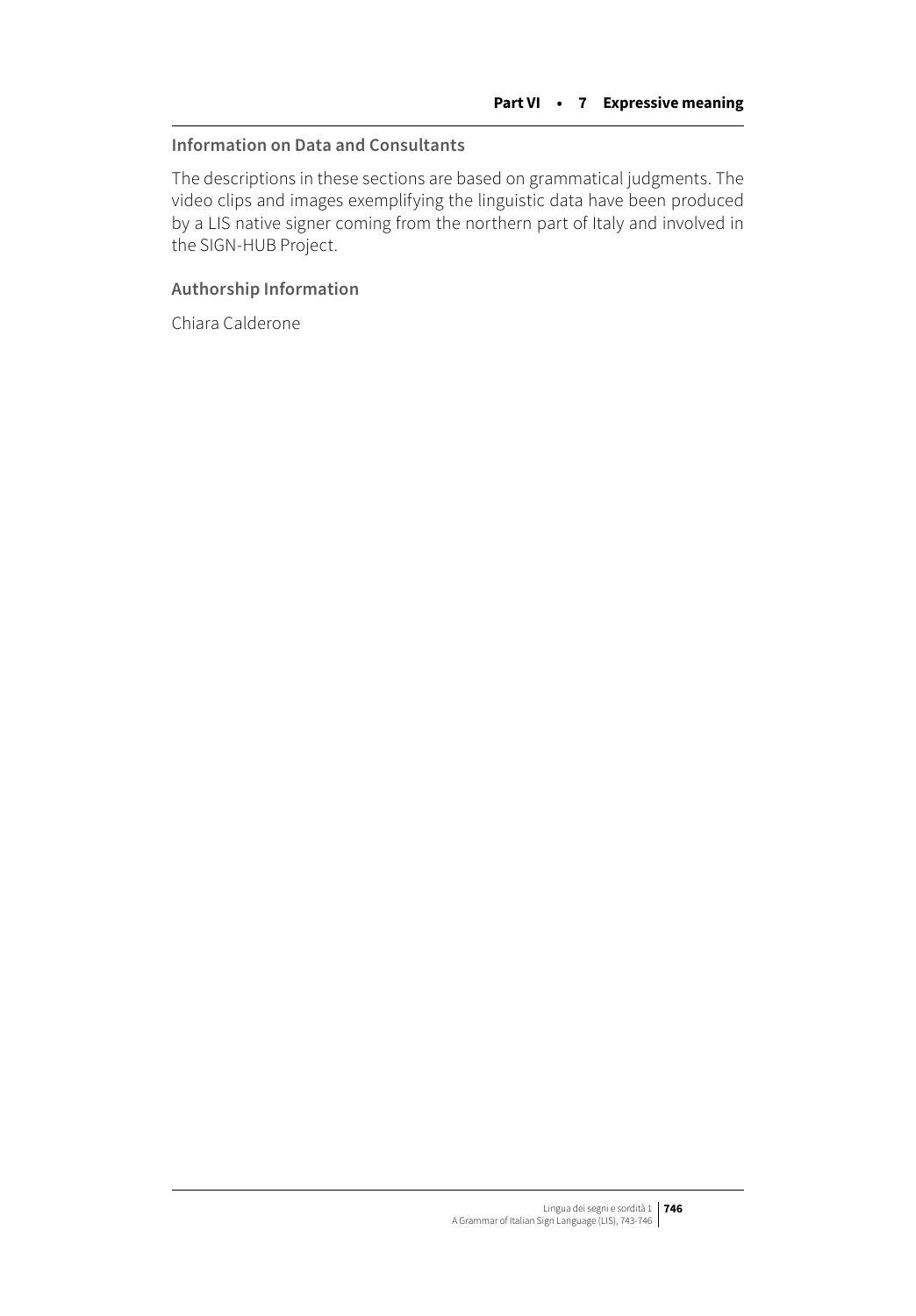### Information on Data and Consultants

The descriptions in these sections are based on grammatical judgments. The video clips and images exemplifying the linguistic data have been produced by a LIS native signer coming from the northern part of Italy and involved in the SIGN-HUB Project.

### Authorship Information

Chiara Calderone